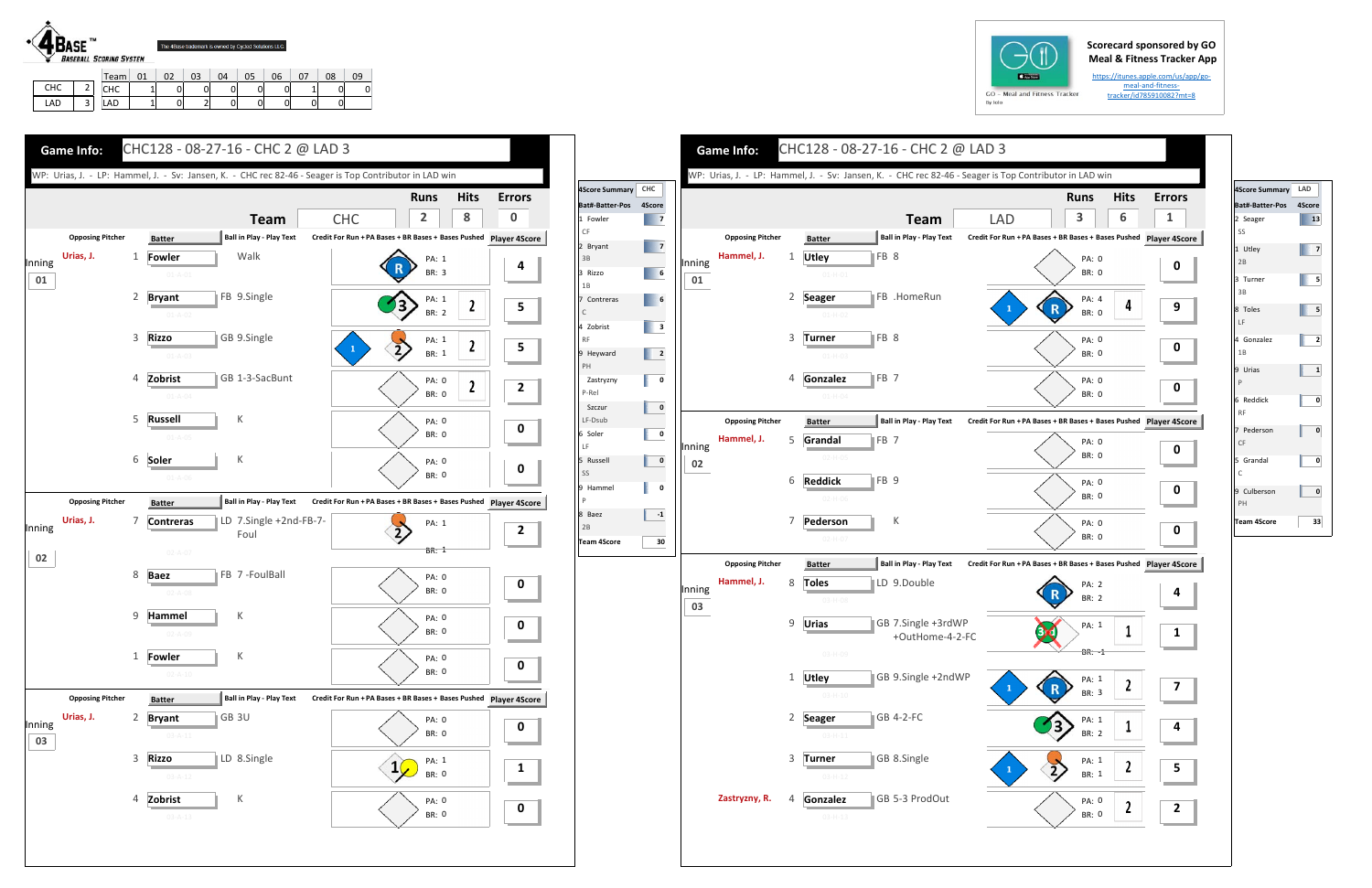**4BASE™ BASEBALL SCORING SYSTEM** — The 4Base trademark is owned by Cycled Solutions LLC

| | | Team | 01 | 02 | 03 | 04 | 05 | 06 | 07 | 08 | 09 |
|---|---|---|---|---|---|---|---|---|---|---|---|
| CHC | 2 | CHC | 1 | 0 | 0 | 0 | 0 | 0 | 1 | 0 | 0 |
| LAD | 3 | LAD | 1 | 0 | 2 | 0 | 0 | 0 | 0 | 0 | |

Scorecard sponsored by GO Meal & Fitness Tracker App
https://itunes.apple.com/us/app/go-meal-and-fitness-tracker/id785910082?mt=8

## Game Info: CHC128 - 08-27-16 - CHC 2 @ LAD 3

WP: Urias, J. - LP: Hammel, J. - Sv: Jansen, K. - CHC rec 82-46 - Seager is Top Contributor in LAD win

| Team | Runs | Hits | Errors |
|---|---|---|---|
| CHC | 2 | 8 | 0 |

| Inning | Opposing Pitcher | # | Batter | Ball in Play - Play Text | PA | BR | Player 4Score |
|---|---|---|---|---|---|---|---|
| 01 | Urias, J. | 1 | Fowler | Walk | 1 | 3 | 4 |
| | | 2 | Bryant | FB 9.Single | 1 | 2 | 5 |
| | | 3 | Rizzo | GB 9.Single | 1 | 1 | 5 |
| | | 4 | Zobrist | GB 1-3-SacBunt | 0 | 0 | 2 |
| | | 5 | Russell | K | 0 | 0 | 0 |
| | | 6 | Soler | K | 0 | 0 | 0 |
| 02 | Urias, J. | 7 | Contreras | LD 7.Single +2nd-FB-7-Foul | 1 | 1 | 2 |
| | | 8 | Baez | FB 7 -FoulBall | 0 | 0 | 0 |
| | | 9 | Hammel | K | 0 | 0 | 0 |
| | | 1 | Fowler | K | 0 | 0 | 0 |
| 03 | Urias, J. | 2 | Bryant | GB 3U | 0 | 0 | 0 |
| | | 3 | Rizzo | LD 8.Single | 1 | 0 | 1 |
| | | 4 | Zobrist | K | 0 | 0 | 0 |

| 4Score Summary CHC Bat#-Batter-Pos | 4Score |
|---|---|
| 1 Fowler CF | 7 |
| 2 Bryant 3B | 7 |
| 3 Rizzo 1B | 6 |
| 7 Contreras C | 6 |
| 4 Zobrist RF | 3 |
| 9 Heyward PH | 2 |
| Zastryzny P-Rel | 0 |
| Szczur LF-Dsub | 0 |
| 6 Soler LF | 0 |
| 5 Russell SS | 0 |
| 9 Hammel P | 0 |
| 8 Baez 2B | -1 |
| Team 4Score | 30 |

## Game Info: CHC128 - 08-27-16 - CHC 2 @ LAD 3

WP: Urias, J. - LP: Hammel, J. - Sv: Jansen, K. - CHC rec 82-46 - Seager is Top Contributor in LAD win

| Team | Runs | Hits | Errors |
|---|---|---|---|
| LAD | 3 | 6 | 1 |

| Inning | Opposing Pitcher | # | Batter | Ball in Play - Play Text | PA | BR | Player 4Score |
|---|---|---|---|---|---|---|---|
| 01 | Hammel, J. | 1 | Utley | FB 8 | 0 | 0 | 0 |
| | | 2 | Seager | FB .HomeRun | 4 | 0 | 9 |
| | | 3 | Turner | FB 8 | 0 | 0 | 0 |
| | | 4 | Gonzalez | FB 7 | 0 | 0 | 0 |
| 02 | Hammel, J. | 5 | Grandal | FB 7 | 0 | 0 | 0 |
| | | 6 | Reddick | FB 9 | 0 | 0 | 0 |
| | | 7 | Pederson | K | 0 | 0 | 0 |
| 03 | Hammel, J. | 8 | Toles | LD 9.Double | 2 | 2 | 4 |
| | | 9 | Urias | GB 7.Single +3rdWP +OutHome-4-2-FC | 1 | -1 | 1 |
| | | 1 | Utley | GB 9.Single +2ndWP | 1 | 3 | 7 |
| | | 2 | Seager | GB 4-2-FC | 1 | 2 | 4 |
| | | 3 | Turner | GB 8.Single | 1 | 1 | 5 |
| | Zastryzny, R. | 4 | Gonzalez | GB 5-3 ProdOut | 0 | 0 | 2 |

| 4Score Summary LAD Bat#-Batter-Pos | 4Score |
|---|---|
| 2 Seager SS | 13 |
| 1 Utley 2B | 7 |
| 3 Turner 3B | 5 |
| 8 Toles LF | 5 |
| 4 Gonzalez 1B | 2 |
| 9 Urias P | 1 |
| 6 Reddick RF | 0 |
| 7 Pederson CF | 0 |
| 5 Grandal C | 0 |
| 9 Culberson PH | 0 |
| Team 4Score | 33 |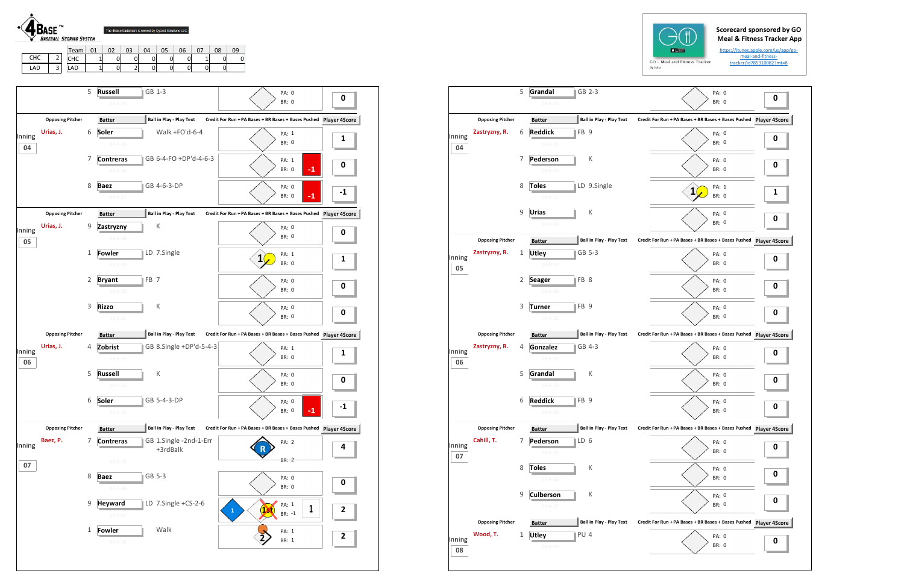**4BASE™ BASEBALL SCORING SYSTEM**

The 4Base trademark is owned by Cycled Solutions LLC

| | | Team | 01 | 02 | 03 | 04 | 05 | 06 | 07 | 08 | 09 |
|---|---|---|---|---|---|---|---|---|---|---|---|
| CHC | 2 | CHC | 1 | 0 | 0 | 0 | 0 | 0 | 1 | 0 | 0 |
| LAD | 3 | LAD | 1 | 0 | 2 | 0 | 0 | 0 | 0 | 0 | |

Scorecard sponsored by GO Meal & Fitness Tracker App

https://itunes.apple.com/us/app/go-meal-and-fitness-tracker/id785910082?mt=8

## CHC

| Inning | Opposing Pitcher | # | Batter | Ball in Play - Play Text | Credit For Run + PA Bases + BR Bases + Bases Pushed | Player 4Score |
|---|---|---|---|---|---|---|
| | | 5 | Russell | GB 1-3 | PA: 0 BR: 0 | 0 |
| 04 | Urias, J. | 6 | Soler | Walk +FO'd-6-4 | PA: 1 BR: 0 | 1 |
| | | 7 | Contreras | GB 6-4-FO +DP'd-4-6-3 | PA: 1 BR: 0 -1 | 0 |
| | | 8 | Baez | GB 4-6-3-DP | PA: 0 BR: 0 -1 | -1 |
| 05 | Urias, J. | 9 | Zastryzny | K | PA: 0 BR: 0 | 0 |
| | | 1 | Fowler | LD 7.Single | 1 PA: 1 BR: 0 | 1 |
| | | 2 | Bryant | FB 7 | PA: 0 BR: 0 | 0 |
| | | 3 | Rizzo | K | PA: 0 BR: 0 | 0 |
| 06 | Urias, J. | 4 | Zobrist | GB 8.Single +DP'd-5-4-3 | PA: 1 BR: 0 | 1 |
| | | 5 | Russell | K | PA: 0 BR: 0 | 0 |
| | | 6 | Soler | GB 5-4-3-DP | PA: 0 BR: 0 -1 | -1 |
| 07 | Baez, P. | 7 | Contreras | GB 1.Single -2nd-1-Err +3rdBalk | R PA: 2 BR: 2 | 4 |
| | | 8 | Baez | GB 5-3 | PA: 0 BR: 0 | 0 |
| | | 9 | Heyward | LD 7.Single +CS-2-6 | 1 1st PA: 1 BR: -1 1 | 2 |
| | | 1 | Fowler | Walk | 2 PA: 1 BR: 1 | 2 |

## LAD

| Inning | Opposing Pitcher | # | Batter | Ball in Play - Play Text | Credit For Run + PA Bases + BR Bases + Bases Pushed | Player 4Score |
|---|---|---|---|---|---|---|
| | | 5 | Grandal | GB 2-3 | PA: 0 BR: 0 | 0 |
| 04 | Zastryzny, R. | 6 | Reddick | FB 9 | PA: 0 BR: 0 | 0 |
| | | 7 | Pederson | K | PA: 0 BR: 0 | 0 |
| | | 8 | Toles | LD 9.Single | 1 PA: 1 BR: 0 | 1 |
| | | 9 | Urias | K | PA: 0 BR: 0 | 0 |
| 05 | Zastryzny, R. | 1 | Utley | GB 5-3 | PA: 0 BR: 0 | 0 |
| | | 2 | Seager | FB 8 | PA: 0 BR: 0 | 0 |
| | | 3 | Turner | FB 9 | PA: 0 BR: 0 | 0 |
| 06 | Zastryzny, R. | 4 | Gonzalez | GB 4-3 | PA: 0 BR: 0 | 0 |
| | | 5 | Grandal | K | PA: 0 BR: 0 | 0 |
| | | 6 | Reddick | FB 9 | PA: 0 BR: 0 | 0 |
| 07 | Cahill, T. | 7 | Pederson | LD 6 | PA: 0 BR: 0 | 0 |
| | | 8 | Toles | K | PA: 0 BR: 0 | 0 |
| | | 9 | Culberson | K | PA: 0 BR: 0 | 0 |
| 08 | Wood, T. | 1 | Utley | PU 4 | PA: 0 BR: 0 | 0 |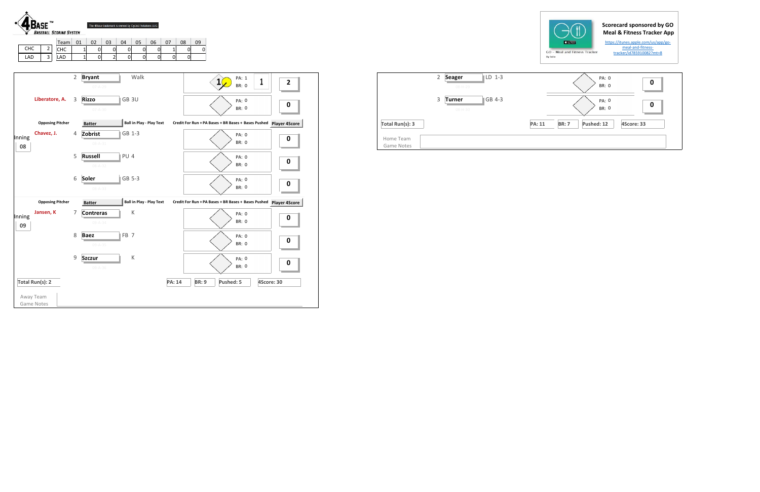4BASE™ BASEBALL SCORING SYSTEM

The 4Base trademark is owned by Cycled Solutions LLC

| | | Team | 01 | 02 | 03 | 04 | 05 | 06 | 07 | 08 | 09 |
|---|---|---|---|---|---|---|---|---|---|---|---|
| CHC | 2 | CHC | 1 | 0 | 0 | 0 | 0 | 0 | 1 | 0 | 0 |
| LAD | 3 | LAD | 1 | 0 | 2 | 0 | 0 | 0 | 0 | 0 | |

**Scorecard sponsored by GO Meal & Fitness Tracker App**

https://itunes.apple.com/us/app/go-meal-and-fitness-tracker/id785910082?mt=8

GO - Meal and Fitness Tracker

## Away Team (CHC)

| Inning | Opposing Pitcher | # | Batter | Ball in Play - Play Text | Credit For Run + PA Bases + BR Bases + Bases Pushed | Player 4Score |
|---|---|---|---|---|---|---|
| | | 2 | Bryant | Walk | 1 PA: 1 BR: 0 1 | 2 |
| | Liberatore, A. | 3 | Rizzo | GB 3U | PA: 0 BR: 0 | 0 |
| 08 | Chavez, J. | 4 | Zobrist | GB 1-3 | PA: 0 BR: 0 | 0 |
| | | 5 | Russell | PU 4 | PA: 0 BR: 0 | 0 |
| | | 6 | Soler | GB 5-3 | PA: 0 BR: 0 | 0 |
| 09 | Jansen, K | 7 | Contreras | K | PA: 0 BR: 0 | 0 |
| | | 8 | Baez | FB 7 | PA: 0 BR: 0 | 0 |
| | | 9 | Szczur | K | PA: 0 BR: 0 | 0 |

Total Run(s): 2 | PA: 14 | BR: 9 | Pushed: 5 | 4Score: 30

Away Team Game Notes

## Home Team (LAD)

| # | Batter | Ball in Play - Play Text | Credit For Run + PA Bases + BR Bases + Bases Pushed | Player 4Score |
|---|---|---|---|---|
| 2 | Seager | LD 1-3 | PA: 0 BR: 0 | 0 |
| 3 | Turner | GB 4-3 | PA: 0 BR: 0 | 0 |

Total Run(s): 3 | PA: 11 | BR: 7 | Pushed: 12 | 4Score: 33

Home Team Game Notes